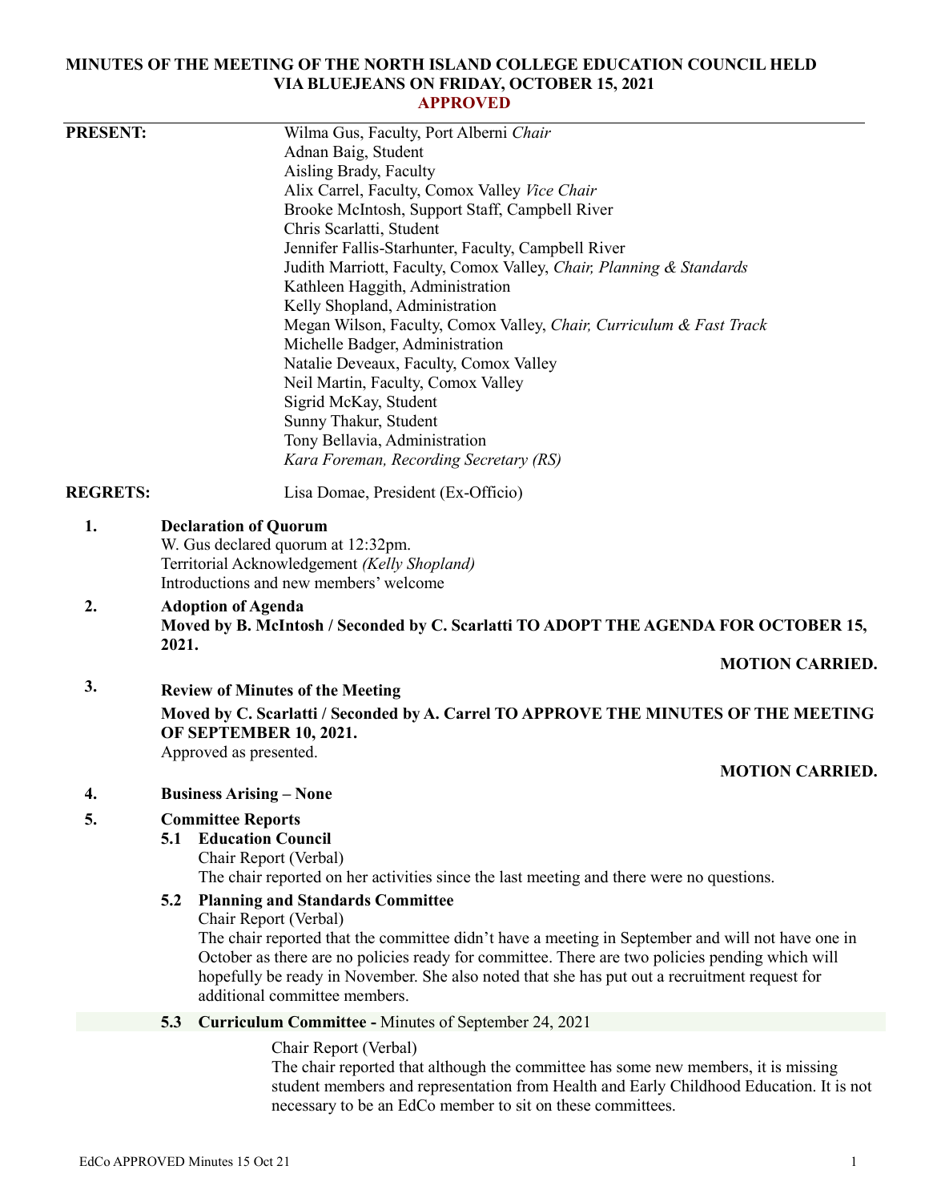# MINUTES OF THE MEETING OF THE NORTH ISLAND COLLEGE EDUCATION COUNCIL HELD VIA BLUEJEANS ON FRIDAY, OCTOBER 15, 2021

**APPROVED**

**PRESENT:**

Wilma Gus, Faculty, Port Alberni *Chair*
Adnan Baig, Student
Aisling Brady, Faculty
Alix Carrel, Faculty, Comox Valley *Vice Chair*
Brooke McIntosh, Support Staff, Campbell River
Chris Scarlatti, Student
Jennifer Fallis-Starhunter, Faculty, Campbell River
Judith Marriott, Faculty, Comox Valley, *Chair, Planning & Standards*
Kathleen Haggith, Administration
Kelly Shopland, Administration
Megan Wilson, Faculty, Comox Valley, *Chair, Curriculum & Fast Track*
Michelle Badger, Administration
Natalie Deveaux, Faculty, Comox Valley
Neil Martin, Faculty, Comox Valley
Sigrid McKay, Student
Sunny Thakur, Student
Tony Bellavia, Administration
*Kara Foreman, Recording Secretary (RS)*

**REGRETS:** Lisa Domae, President (Ex-Officio)

**1. Declaration of Quorum**

W. Gus declared quorum at 12:32pm.
Territorial Acknowledgement *(Kelly Shopland)*
Introductions and new members' welcome

**2. Adoption of Agenda**

**Moved by B. McIntosh / Seconded by C. Scarlatti TO ADOPT THE AGENDA FOR OCTOBER 15, 2021.**

**MOTION CARRIED.**

**3. Review of Minutes of the Meeting**

**Moved by C. Scarlatti / Seconded by A. Carrel TO APPROVE THE MINUTES OF THE MEETING OF SEPTEMBER 10, 2021.**

Approved as presented.

**MOTION CARRIED.**

**4. Business Arising – None**

**5. Committee Reports**

**5.1 Education Council**

Chair Report (Verbal)
The chair reported on her activities since the last meeting and there were no questions.

**5.2 Planning and Standards Committee**

Chair Report (Verbal)
The chair reported that the committee didn't have a meeting in September and will not have one in October as there are no policies ready for committee. There are two policies pending which will hopefully be ready in November. She also noted that she has put out a recruitment request for additional committee members.

**5.3 Curriculum Committee -** Minutes of September 24, 2021

Chair Report (Verbal)
The chair reported that although the committee has some new members, it is missing student members and representation from Health and Early Childhood Education. It is not necessary to be an EdCo member to sit on these committees.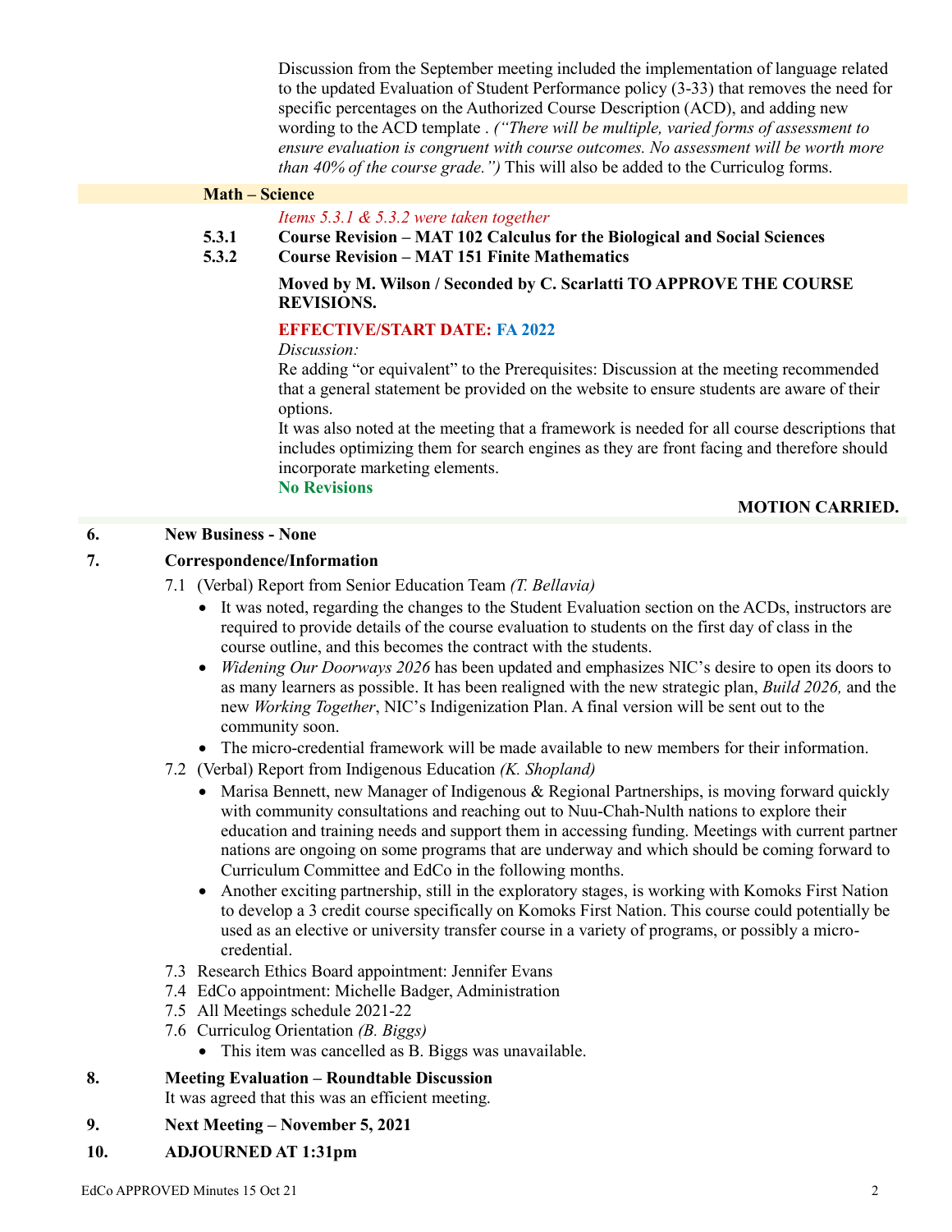Discussion from the September meeting included the implementation of language related to the updated Evaluation of Student Performance policy (3-33) that removes the need for specific percentages on the Authorized Course Description (ACD), and adding new wording to the ACD template . *("There will be multiple, varied forms of assessment to ensure evaluation is congruent with course outcomes. No assessment will be worth more than 40% of the course grade.")* This will also be added to the Curriculog forms.

**Math – Science**

*Items 5.3.1 & 5.3.2 were taken together*

**5.3.1 Course Revision – MAT 102 Calculus for the Biological and Social Sciences**

**5.3.2 Course Revision – MAT 151 Finite Mathematics**

**Moved by M. Wilson / Seconded by C. Scarlatti TO APPROVE THE COURSE REVISIONS.**

**EFFECTIVE/START DATE: FA 2022**

*Discussion:*

Re adding "or equivalent" to the Prerequisites: Discussion at the meeting recommended that a general statement be provided on the website to ensure students are aware of their options.

It was also noted at the meeting that a framework is needed for all course descriptions that includes optimizing them for search engines as they are front facing and therefore should incorporate marketing elements.

**No Revisions**

**MOTION CARRIED.**

**6. New Business - None**

**7. Correspondence/Information**

7.1 (Verbal) Report from Senior Education Team *(T. Bellavia)*

- It was noted, regarding the changes to the Student Evaluation section on the ACDs, instructors are required to provide details of the course evaluation to students on the first day of class in the course outline, and this becomes the contract with the students.
- *Widening Our Doorways 2026* has been updated and emphasizes NIC's desire to open its doors to as many learners as possible. It has been realigned with the new strategic plan, *Build 2026,* and the new *Working Together*, NIC's Indigenization Plan. A final version will be sent out to the community soon.
- The micro-credential framework will be made available to new members for their information.

7.2 (Verbal) Report from Indigenous Education *(K. Shopland)*

- Marisa Bennett, new Manager of Indigenous & Regional Partnerships, is moving forward quickly with community consultations and reaching out to Nuu-Chah-Nulth nations to explore their education and training needs and support them in accessing funding. Meetings with current partner nations are ongoing on some programs that are underway and which should be coming forward to Curriculum Committee and EdCo in the following months.
- Another exciting partnership, still in the exploratory stages, is working with Komoks First Nation to develop a 3 credit course specifically on Komoks First Nation. This course could potentially be used as an elective or university transfer course in a variety of programs, or possibly a micro-credential.

7.3 Research Ethics Board appointment: Jennifer Evans

7.4 EdCo appointment: Michelle Badger, Administration

7.5 All Meetings schedule 2021-22

7.6 Curriculog Orientation *(B. Biggs)*

- This item was cancelled as B. Biggs was unavailable.

**8. Meeting Evaluation – Roundtable Discussion**

It was agreed that this was an efficient meeting.

**9. Next Meeting – November 5, 2021**

**10. ADJOURNED AT 1:31pm**